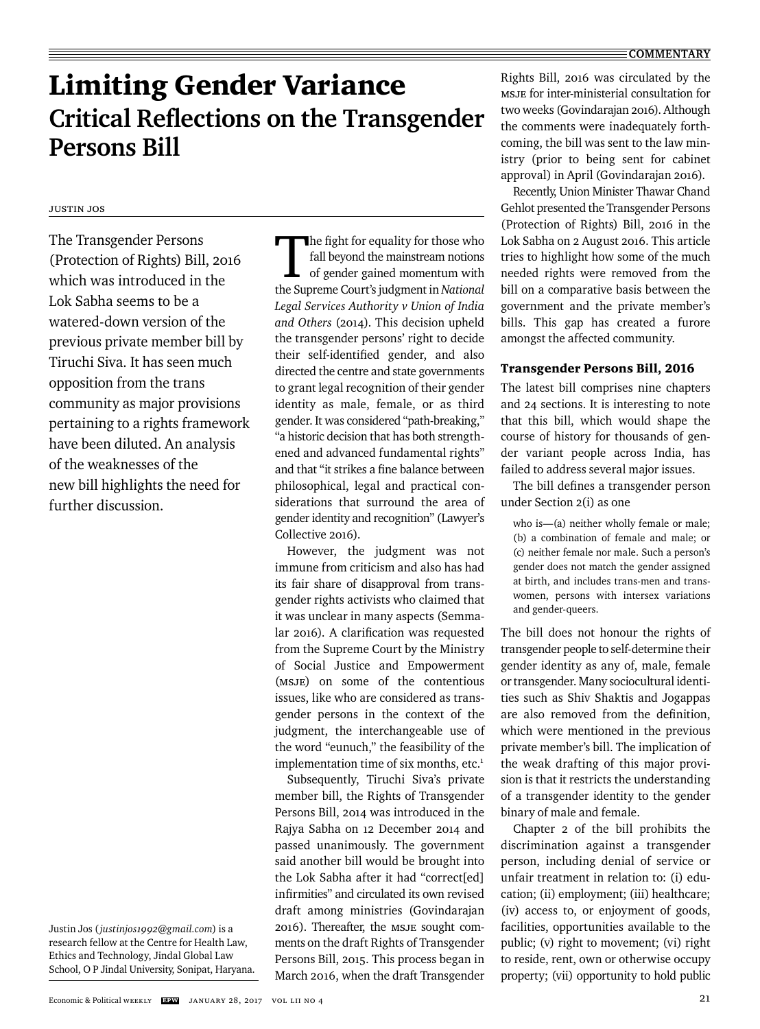# Limiting Gender Variance

## Critical Reflections on the Transgender Persons Bill

Justin Jos

The Transgender Persons (Protection of Rights) Bill, 2016 which was introduced in the Lok Sabha seems to be a watered-down version of the previous private member bill by Tiruchi Siva. It has seen much opposition from the trans community as major provisions pertaining to a rights framework have been diluted. An analysis of the weaknesses of the new bill highlights the need for further discussion.

Justin Jos (*justinjos1992@gmail.com*) is a research fellow at the Centre for Health Law, Ethics and Technology, Jindal Global Law School, O P Jindal University, Sonipat, Haryana.

The fight for equality for those who fall beyond the mainstream notions of gender gained momentum with the Supreme Court's judgment in *National Legal Services Authority v Union of India and Others* (2014). This decision upheld the transgender persons' right to decide their self-identified gender, and also directed the centre and state governments to grant legal recognition of their gender identity as male, female, or as third gender. It was considered "path-breaking," "a historic decision that has both strengthened and advanced fundamental rights" and that "it strikes a fine balance between philosophical, legal and practical considerations that surround the area of gender identity and recognition" (Lawyer's Collective 2016).

However, the judgment was not immune from criticism and also has had its fair share of disapproval from transgender rights activists who claimed that it was unclear in many aspects (Semmalar 2016). A clarification was requested from the Supreme Court by the Ministry of Social Justice and Empowerment (MSJE) on some of the contentious issues, like who are considered as transgender persons in the context of the judgment, the interchangeable use of the word "eunuch," the feasibility of the implementation time of six months, etc.[1]

Subsequently, Tiruchi Siva's private member bill, the Rights of Transgender Persons Bill, 2014 was introduced in the Rajya Sabha on 12 December 2014 and passed unanimously. The government said another bill would be brought into the Lok Sabha after it had "correct[ed] infirmities" and circulated its own revised draft among ministries (Govindarajan 2016). Thereafter, the MSJE sought comments on the draft Rights of Transgender Persons Bill, 2015. This process began in March 2016, when the draft Transgender Rights Bill, 2016 was circulated by the MSJE for inter-ministerial consultation for two weeks (Govindarajan 2016). Although the comments were inadequately forthcoming, the bill was sent to the law ministry (prior to being sent for cabinet approval) in April (Govindarajan 2016).

Recently, Union Minister Thawar Chand Gehlot presented the Transgender Persons (Protection of Rights) Bill, 2016 in the Lok Sabha on 2 August 2016. This article tries to highlight how some of the much needed rights were removed from the bill on a comparative basis between the government and the private member's bills. This gap has created a furore amongst the affected community.

### Transgender Persons Bill, 2016

The latest bill comprises nine chapters and 24 sections. It is interesting to note that this bill, which would shape the course of history for thousands of gender variant people across India, has failed to address several major issues.

The bill defines a transgender person under Section 2(i) as one

> who is—(a) neither wholly female or male; (b) a combination of female and male; or (c) neither female nor male. Such a person's gender does not match the gender assigned at birth, and includes trans-men and trans-women, persons with intersex variations and gender-queers.

The bill does not honour the rights of transgender people to self-determine their gender identity as any of, male, female or transgender. Many sociocultural identities such as Shiv Shaktis and Jogappas are also removed from the definition, which were mentioned in the previous private member's bill. The implication of the weak drafting of this major provision is that it restricts the understanding of a transgender identity to the gender binary of male and female.

Chapter 2 of the bill prohibits the discrimination against a transgender person, including denial of service or unfair treatment in relation to: (i) education; (ii) employment; (iii) healthcare; (iv) access to, or enjoyment of goods, facilities, opportunities available to the public; (v) right to movement; (vi) right to reside, rent, own or otherwise occupy property; (vii) opportunity to hold public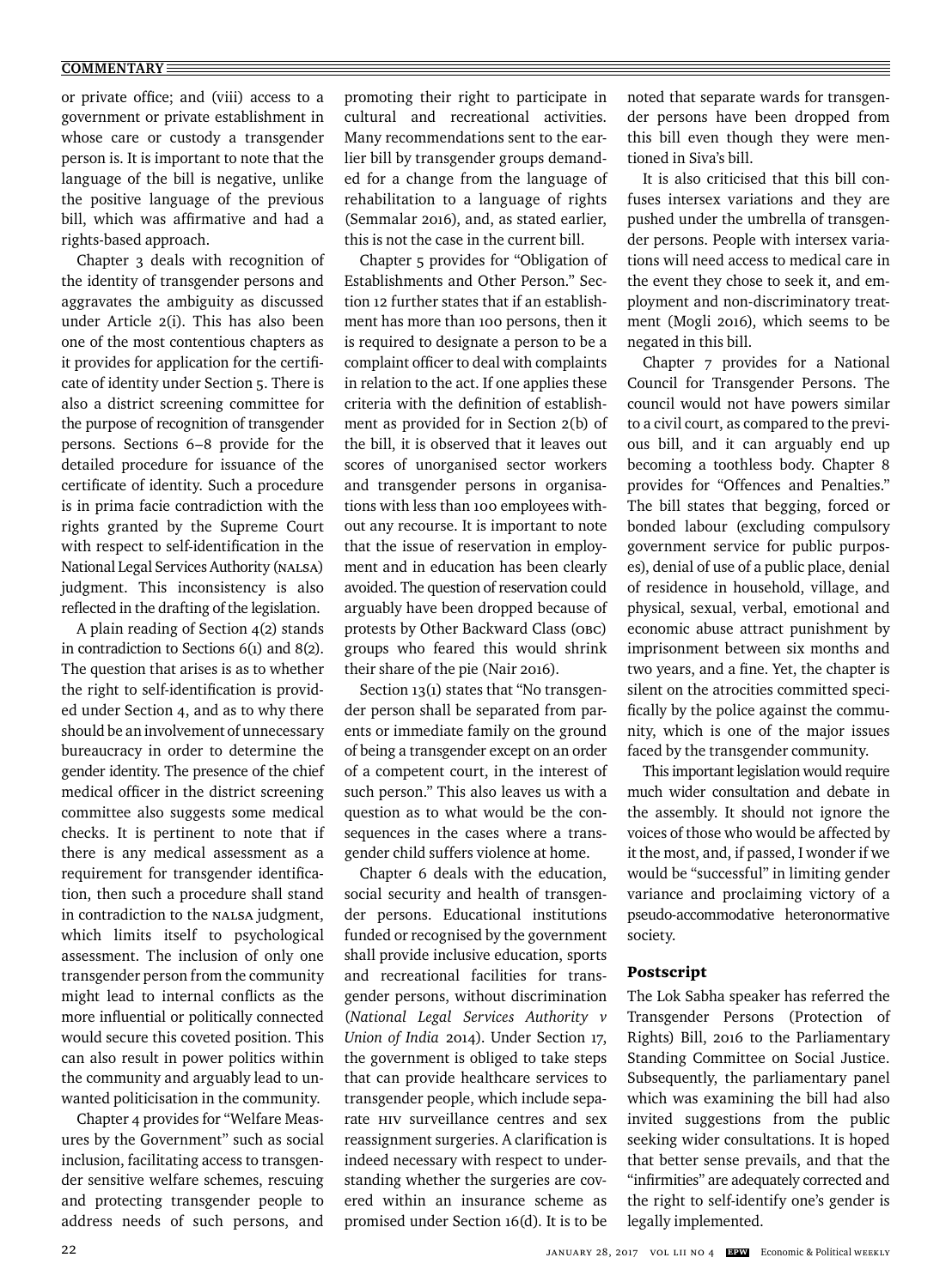or private office; and (viii) access to a government or private establishment in whose care or custody a transgender person is. It is important to note that the language of the bill is negative, unlike the positive language of the previous bill, which was affirmative and had a rights-based approach.

Chapter 3 deals with recognition of the identity of transgender persons and aggravates the ambiguity as discussed under Article 2(i). This has also been one of the most contentious chapters as it provides for application for the certificate of identity under Section 5. There is also a district screening committee for the purpose of recognition of transgender persons. Sections 6–8 provide for the detailed procedure for issuance of the certificate of identity. Such a procedure is in prima facie contradiction with the rights granted by the Supreme Court with respect to self-identification in the National Legal Services Authority (NALSA) judgment. This inconsistency is also reflected in the drafting of the legislation.

A plain reading of Section 4(2) stands in contradiction to Sections 6(1) and 8(2). The question that arises is as to whether the right to self-identification is provided under Section 4, and as to why there should be an involvement of unnecessary bureaucracy in order to determine the gender identity. The presence of the chief medical officer in the district screening committee also suggests some medical checks. It is pertinent to note that if there is any medical assessment as a requirement for transgender identification, then such a procedure shall stand in contradiction to the NALSA judgment, which limits itself to psychological assessment. The inclusion of only one transgender person from the community might lead to internal conflicts as the more influential or politically connected would secure this coveted position. This can also result in power politics within the community and arguably lead to unwanted politicisation in the community.

Chapter 4 provides for "Welfare Measures by the Government" such as social inclusion, facilitating access to transgender sensitive welfare schemes, rescuing and protecting transgender people to address needs of such persons, and promoting their right to participate in cultural and recreational activities. Many recommendations sent to the earlier bill by transgender groups demanded for a change from the language of rehabilitation to a language of rights (Semmalar 2016), and, as stated earlier, this is not the case in the current bill.

Chapter 5 provides for "Obligation of Establishments and Other Person." Section 12 further states that if an establishment has more than 100 persons, then it is required to designate a person to be a complaint officer to deal with complaints in relation to the act. If one applies these criteria with the definition of establishment as provided for in Section 2(b) of the bill, it is observed that it leaves out scores of unorganised sector workers and transgender persons in organisations with less than 100 employees without any recourse. It is important to note that the issue of reservation in employment and in education has been clearly avoided. The question of reservation could arguably have been dropped because of protests by Other Backward Class (OBC) groups who feared this would shrink their share of the pie (Nair 2016).

Section 13(1) states that "No transgender person shall be separated from parents or immediate family on the ground of being a transgender except on an order of a competent court, in the interest of such person." This also leaves us with a question as to what would be the consequences in the cases where a transgender child suffers violence at home.

Chapter 6 deals with the education, social security and health of transgender persons. Educational institutions funded or recognised by the government shall provide inclusive education, sports and recreational facilities for transgender persons, without discrimination (*National Legal Services Authority v Union of India* 2014). Under Section 17, the government is obliged to take steps that can provide healthcare services to transgender people, which include separate HIV surveillance centres and sex reassignment surgeries. A clarification is indeed necessary with respect to understanding whether the surgeries are covered within an insurance scheme as promised under Section 16(d). It is to be noted that separate wards for transgender persons have been dropped from this bill even though they were mentioned in Siva's bill.

It is also criticised that this bill confuses intersex variations and they are pushed under the umbrella of transgender persons. People with intersex variations will need access to medical care in the event they chose to seek it, and employment and non-discriminatory treatment (Mogli 2016), which seems to be negated in this bill.

Chapter 7 provides for a National Council for Transgender Persons. The council would not have powers similar to a civil court, as compared to the previous bill, and it can arguably end up becoming a toothless body. Chapter 8 provides for "Offences and Penalties." The bill states that begging, forced or bonded labour (excluding compulsory government service for public purposes), denial of use of a public place, denial of residence in household, village, and physical, sexual, verbal, emotional and economic abuse attract punishment by imprisonment between six months and two years, and a fine. Yet, the chapter is silent on the atrocities committed specifically by the police against the community, which is one of the major issues faced by the transgender community.

This important legislation would require much wider consultation and debate in the assembly. It should not ignore the voices of those who would be affected by it the most, and, if passed, I wonder if we would be "successful" in limiting gender variance and proclaiming victory of a pseudo-accommodative heteronormative society.

### Postscript

The Lok Sabha speaker has referred the Transgender Persons (Protection of Rights) Bill, 2016 to the Parliamentary Standing Committee on Social Justice. Subsequently, the parliamentary panel which was examining the bill had also invited suggestions from the public seeking wider consultations. It is hoped that better sense prevails, and that the "infirmities" are adequately corrected and the right to self-identify one's gender is legally implemented.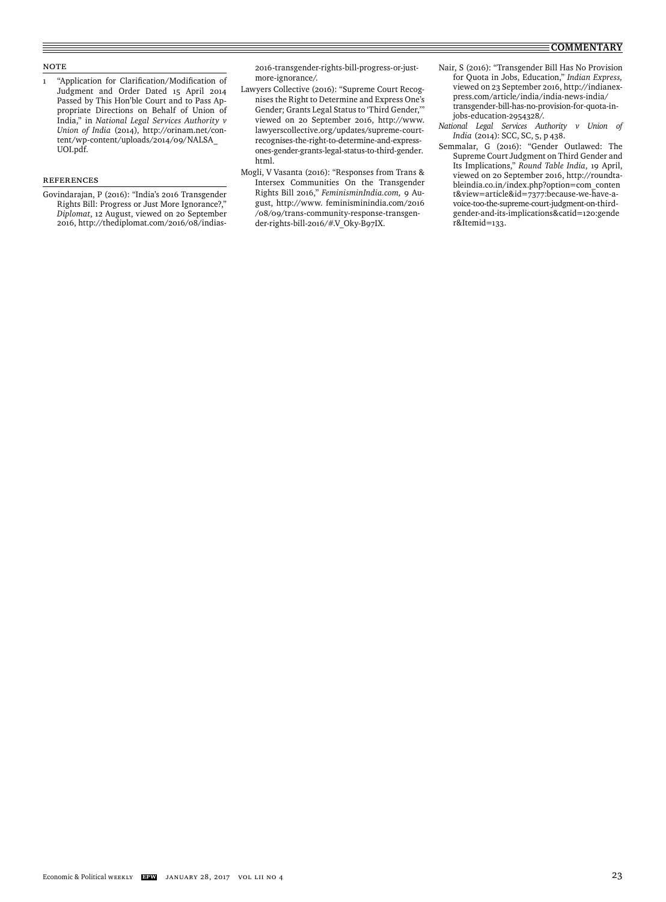## Note

1 "Application for Clarification/Modification of Judgment and Order Dated 15 April 2014 Passed by This Hon'ble Court and to Pass Appropriate Directions on Behalf of Union of India," in *National Legal Services Authority v Union of India* (2014), http://orinam.net/content/wp-content/uploads/2014/09/NALSA_UOI.pdf.

## References

Govindarajan, P (2016): "India's 2016 Transgender Rights Bill: Progress or Just More Ignorance?," *Diplomat*, 12 August, viewed on 20 September 2016, http://thediplomat.com/2016/08/indias-2016-transgender-rights-bill-progress-or-just-more-ignorance/.

Lawyers Collective (2016): "Supreme Court Recognises the Right to Determine and Express One's Gender; Grants Legal Status to 'Third Gender,'" viewed on 20 September 2016, http://www.lawyerscollective.org/updates/supreme-court-recognises-the-right-to-determine-and-express-ones-gender-grants-legal-status-to-third-gender.html.

Mogli, V Vasanta (2016): "Responses from Trans & Intersex Communities On the Transgender Rights Bill 2016," *FeminisminIndia.com,* 9 August, http://www. feminisminindia.com/2016/08/09/trans-community-response-transgender-rights-bill-2016/#.V_Oky-B97IX.

Nair, S (2016): "Transgender Bill Has No Provision for Quota in Jobs, Education," *Indian Express,* viewed on 23 September 2016, http://indianexpress.com/article/india/india-news-india/transgender-bill-has-no-provision-for-quota-in-jobs-education-2954328/.

*National Legal Services Authority v Union of India* (2014): SCC, SC, 5, p 438.

Semmalar, G (2016): "Gender Outlawed: The Supreme Court Judgment on Third Gender and Its Implications," *Round Table India*, 19 April, viewed on 20 September 2016, http://roundtableindia.co.in/index.php?option=com_content&view=article&id=7377:because-we-have-a-voice-too-the-supreme-court-judgment-on-third-gender-and-its-implications&catid=120:gender&Itemid=133.